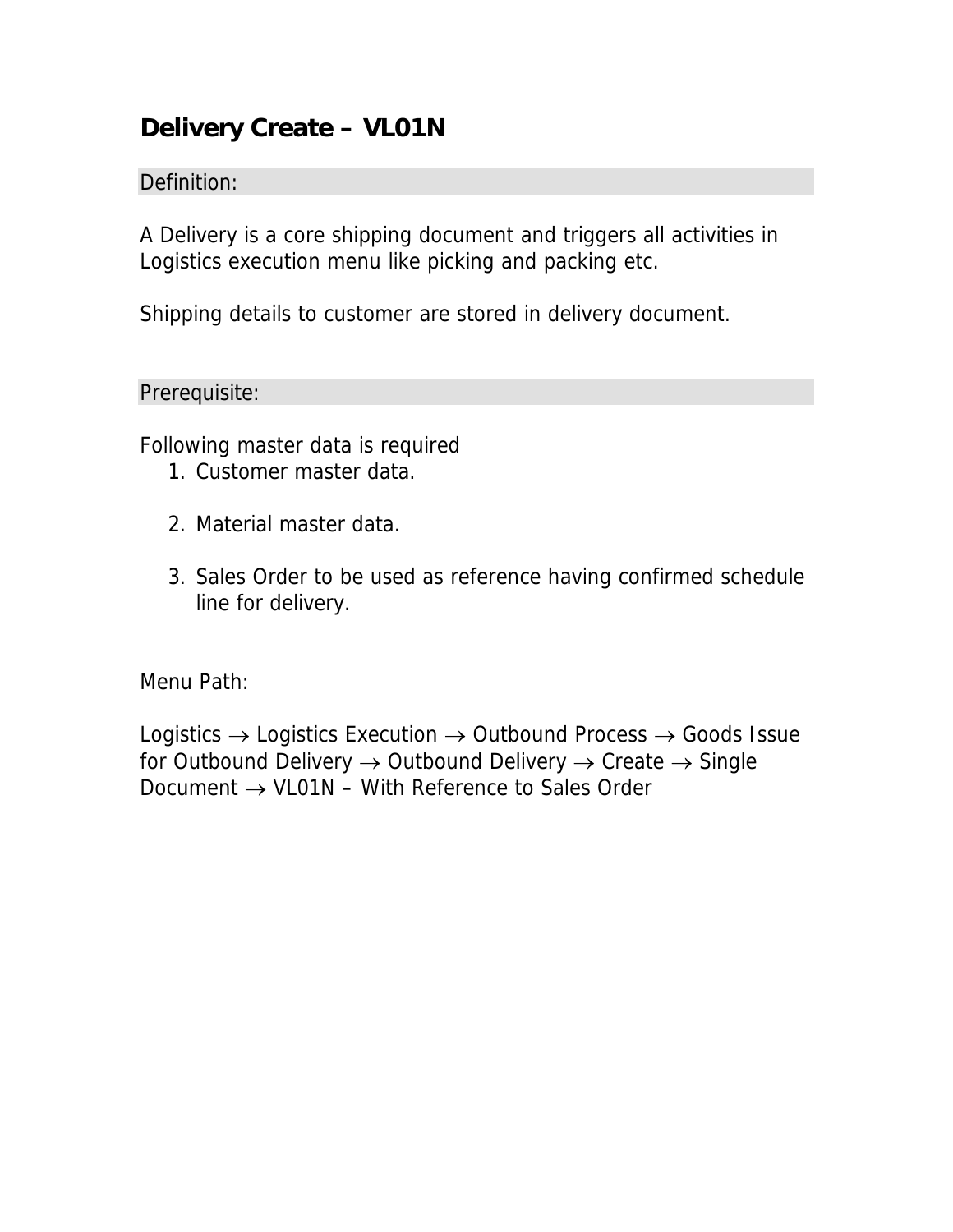# Delivery Create – VL01N

## Definition:

A Delivery is a core shipping document and triggers all activities in Logistics execution menu like picking and packing etc.

Shipping details to customer are stored in delivery document.

## Prerequisite:

Following master data is required

1. Customer master data.

2. Material master data.

3. Sales Order to be used as reference having confirmed schedule line for delivery.

Menu Path:

Logistics → Logistics Execution → Outbound Process → Goods Issue for Outbound Delivery → Outbound Delivery → Create → Single Document → VL01N – With Reference to Sales Order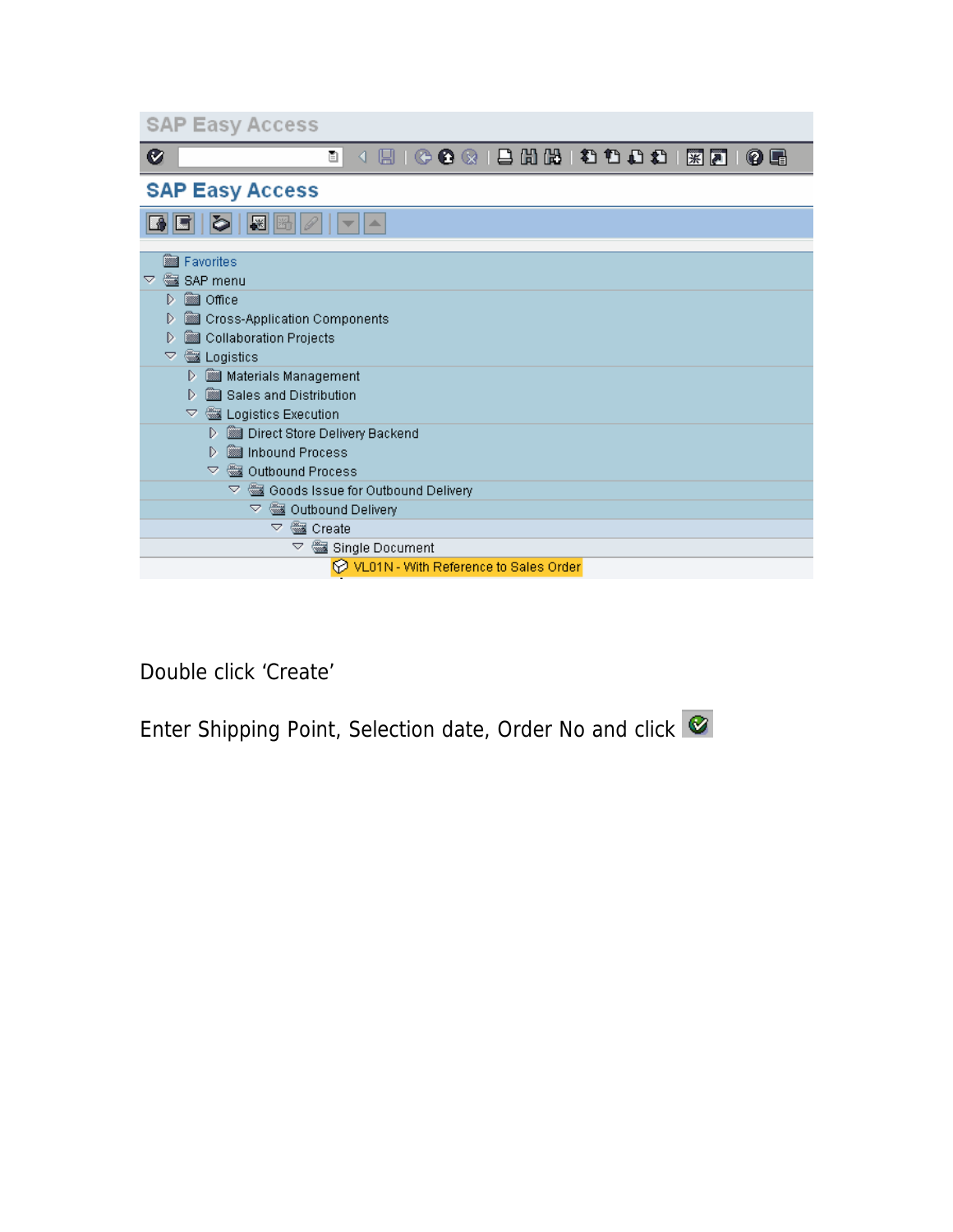SAP Easy Access

SAP Easy Access

- Favorites
- SAP menu
  - Office
  - Cross-Application Components
  - Collaboration Projects
  - Logistics
    - Materials Management
    - Sales and Distribution
    - Logistics Execution
      - Direct Store Delivery Backend
      - Inbound Process
      - Outbound Process
        - Goods Issue for Outbound Delivery
          - Outbound Delivery
            - Create
              - Single Document
                - VL01N - With Reference to Sales Order

Double click ‘Create’

Enter Shipping Point, Selection date, Order No and click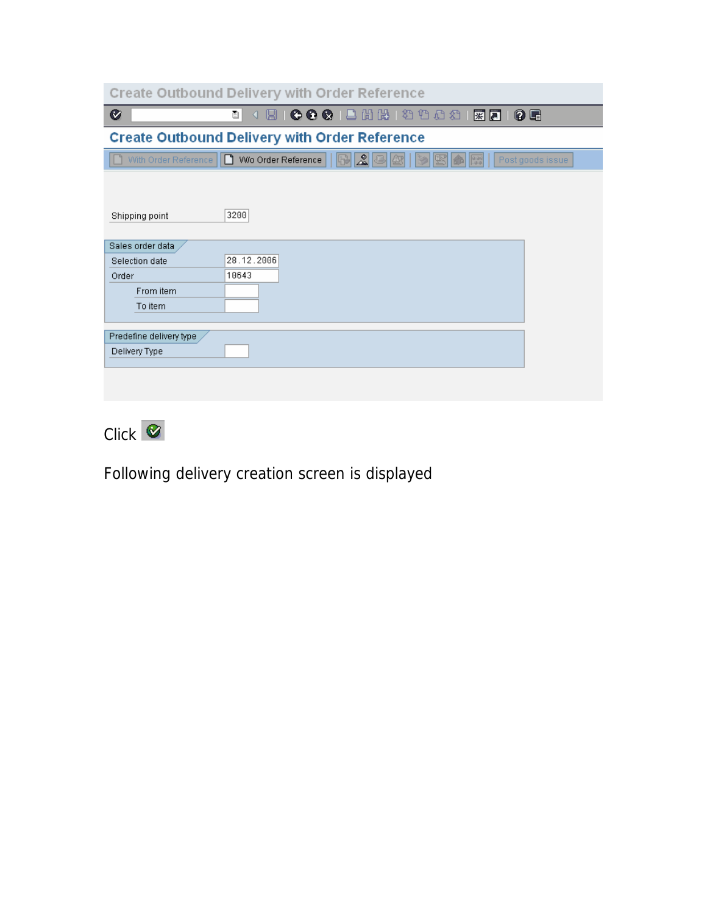Create Outbound Delivery with Order Reference

Create Outbound Delivery with Order Reference

With Order Reference | Wo Order Reference | Post goods issue

Shipping point: 3200

Sales order data

Selection date: 28.12.2006

Order: 10643

From item:

To item:

Predefine delivery type

Delivery Type:

Click

Following delivery creation screen is displayed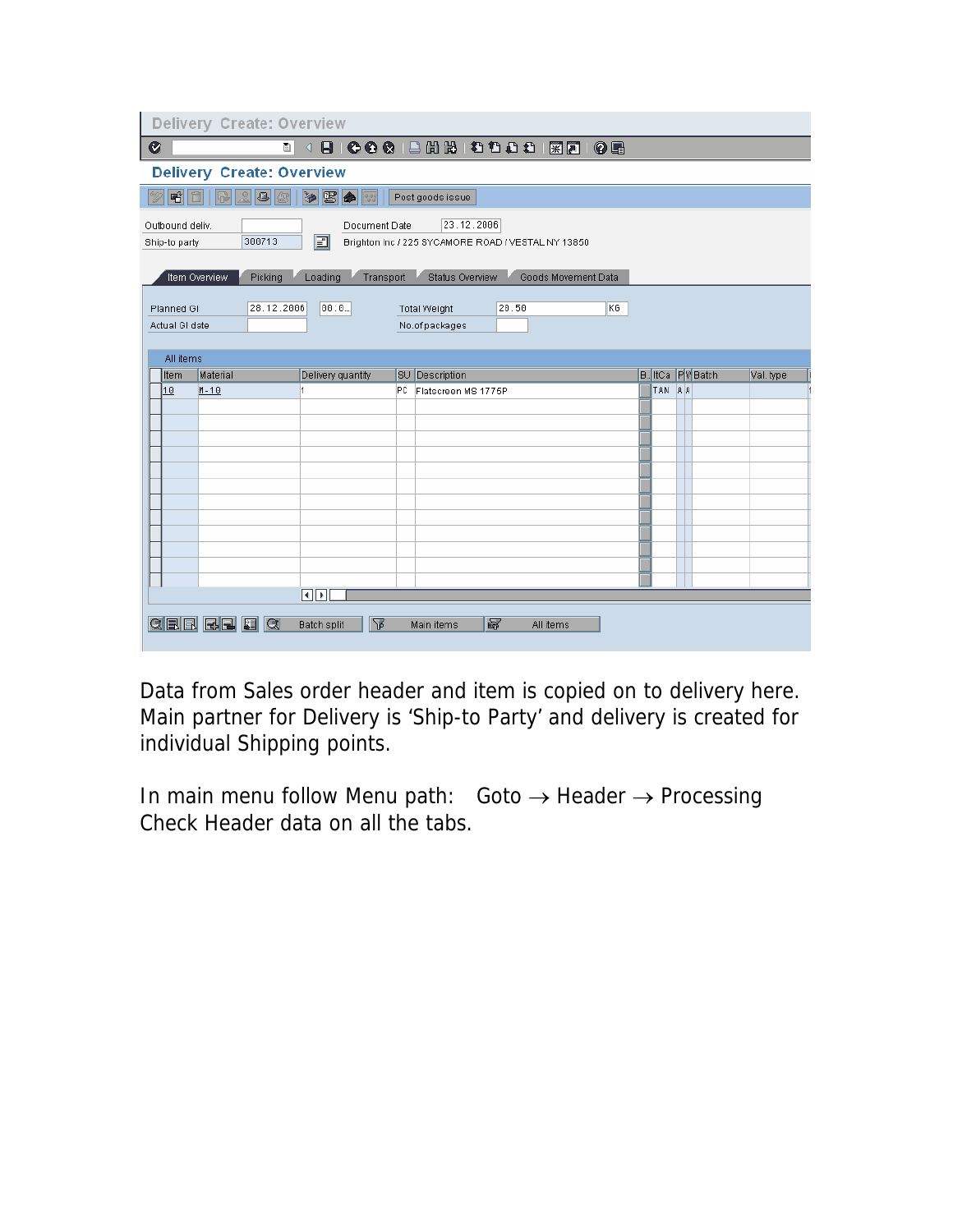**Delivery Create: Overview**

**Delivery Create: Overview**

Post goods issue

| Outbound deliv. | | Document Date | 23.12.2006 |
| --- | --- | --- | --- |
| Ship-to party | 300713 | Brighton Inc / 225 SYCAMORE ROAD / VESTAL NY 13850 | |

Item Overview | Picking | Loading | Transport | Status Overview | Goods Movement Data

| Planned GI | 28.12.2006 | 00:0.. | Total Weight | 20.50 | KG |
| --- | --- | --- | --- | --- | --- |
| Actual GI date | | | No.of packages | | |

All items

| Item | Material | Delivery quantity | SU | Description | B.. | ItCa | P | W | Batch | Val. type |
| --- | --- | --- | --- | --- | --- | --- | --- | --- | --- | --- |
| 10 | M-10 | 1 | PC | Flatscreen MS 1775P | | TAN | A | A | | |

Batch split | Main items | All items

Data from Sales order header and item is copied on to delivery here. Main partner for Delivery is 'Ship-to Party' and delivery is created for individual Shipping points.

In main menu follow Menu path: Goto → Header → Processing
Check Header data on all the tabs.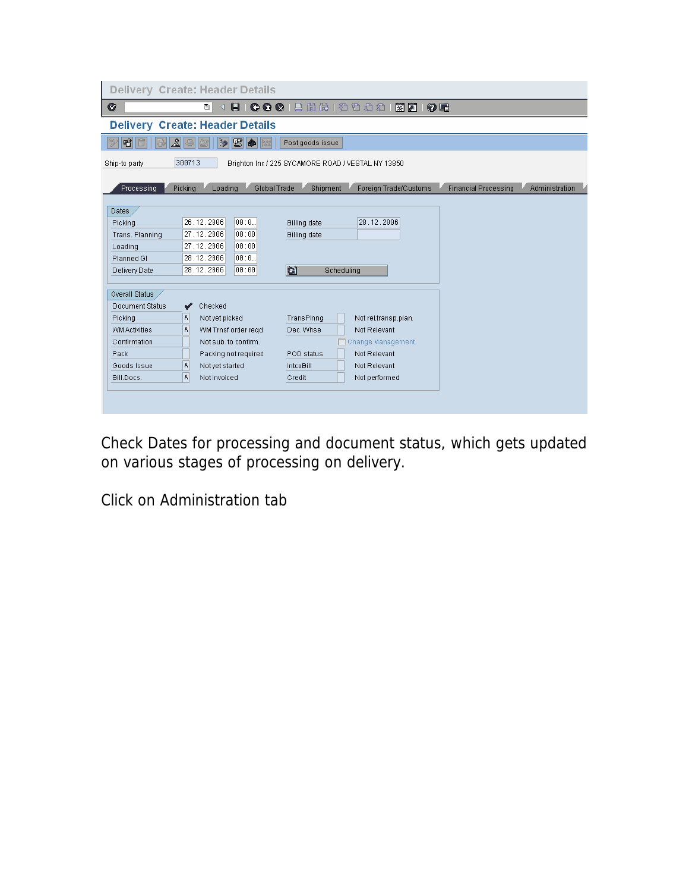# Delivery Create: Header Details

Ship-to party: 300713 — Brighton Inc / 225 SYCAMORE ROAD / VESTAL NY 13850

Tabs: Processing | Picking | Loading | Global Trade | Shipment | Foreign Trade/Customs | Financial Processing | Administration

**Dates**

| Field | Date | Time |
|---|---|---|
| Picking | 26.12.2006 | 00:0.. |
| Trans. Planning | 27.12.2006 | 00:00 |
| Loading | 27.12.2006 | 00:00 |
| Planned GI | 28.12.2006 | 00:0.. |
| Delivery Date | 28.12.2006 | 00:00 |

Billing date: 28.12.2006

Billing date:

Scheduling

**Overall Status**

| Status | Code | Description | Status | Code | Description |
|---|---|---|---|---|---|
| Document Status | ✔ | Checked | | | |
| Picking | A | Not yet picked | TransPlnng | | Not rel.transp.plan. |
| WM Activities | A | WM Trnsf order reqd | Dec. Whse | | Not Relevant |
| Confirmation | | Not sub. to confirm. | Change Management | | |
| Pack | | Packing not required | POD status | | Not Relevant |
| Goods Issue | A | Not yet started | IntcoBill | | Not Relevant |
| Bill.Docs. | A | Not invoiced | Credit | | Not performed |

Check Dates for processing and document status, which gets updated on various stages of processing on delivery.

Click on Administration tab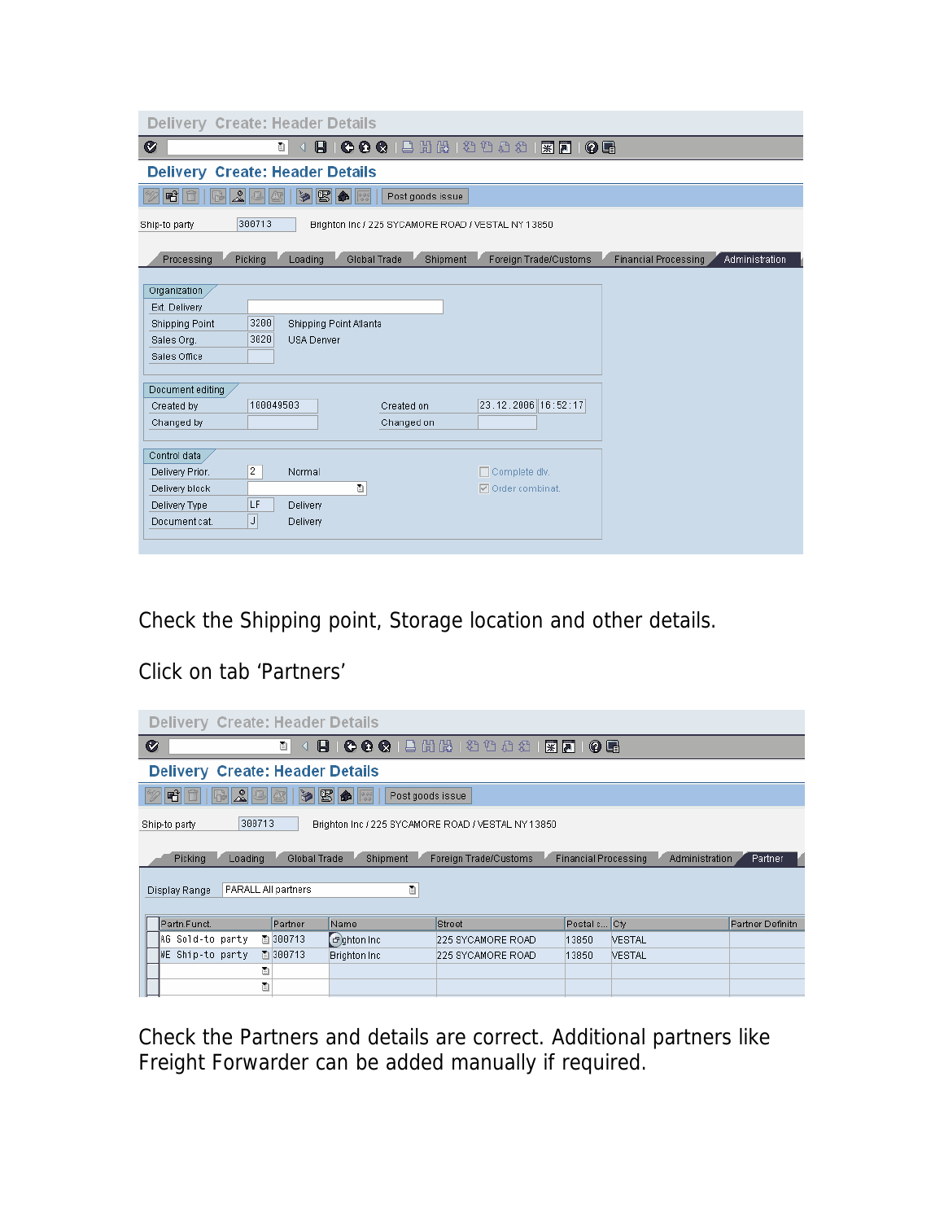Delivery Create: Header Details

Ship-to party 300713 Brighton Inc / 225 SYCAMORE ROAD / VESTAL NY 13850

Processing | Picking | Loading | Global Trade | Shipment | Foreign Trade/Customs | Financial Processing | Administration

**Organization**

| | | |
|---|---|---|
| Ext. Delivery | | |
| Shipping Point | 3200 | Shipping Point Atlanta |
| Sales Org. | 3020 | USA Denver |
| Sales Office | | |

**Document editing**

| | | | |
|---|---|---|---|
| Created by | 100049503 | Created on | 23.12.2006 16:52:17 |
| Changed by | | Changed on | |

**Control data**

| | | | |
|---|---|---|---|
| Delivery Prior. | 2 | Normal | Complete dlv. |
| Delivery block | | | Order combinat. |
| Delivery Type | LF | Delivery | |
| Document cat. | J | Delivery | |

Check the Shipping point, Storage location and other details.

Click on tab 'Partners'

Delivery Create: Header Details

Ship-to party 300713 Brighton Inc / 225 SYCAMORE ROAD / VESTAL NY 13850

Picking | Loading | Global Trade | Shipment | Foreign Trade/Customs | Financial Processing | Administration | Partner

Display Range PARALL All partners

| Partn.Funct. | Partner | Name | Street | Postal c... | Cty | Partner Definitn |
|---|---|---|---|---|---|---|
| AG Sold-to party | 300713 | Brighton Inc | 225 SYCAMORE ROAD | 13850 | VESTAL | |
| WE Ship-to party | 300713 | Brighton Inc | 225 SYCAMORE ROAD | 13850 | VESTAL | |
| | | | | | | |
| | | | | | | |

Check the Partners and details are correct. Additional partners like Freight Forwarder can be added manually if required.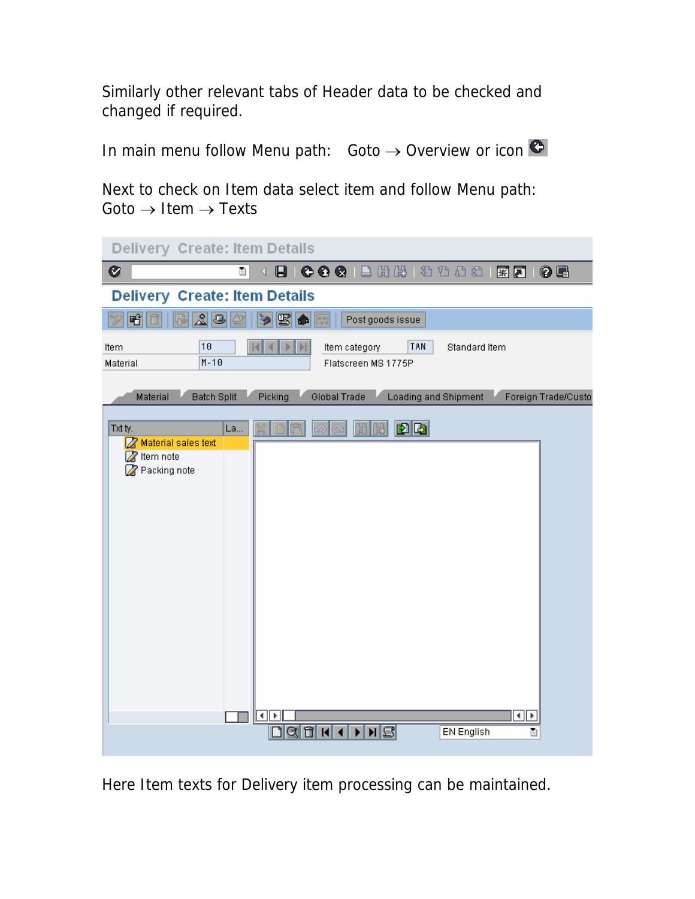Similarly other relevant tabs of Header data to be checked and changed if required.

In main menu follow Menu path: Goto → Overview or icon

Next to check on Item data select item and follow Menu path: Goto → Item → Texts

Here Item texts for Delivery item processing can be maintained.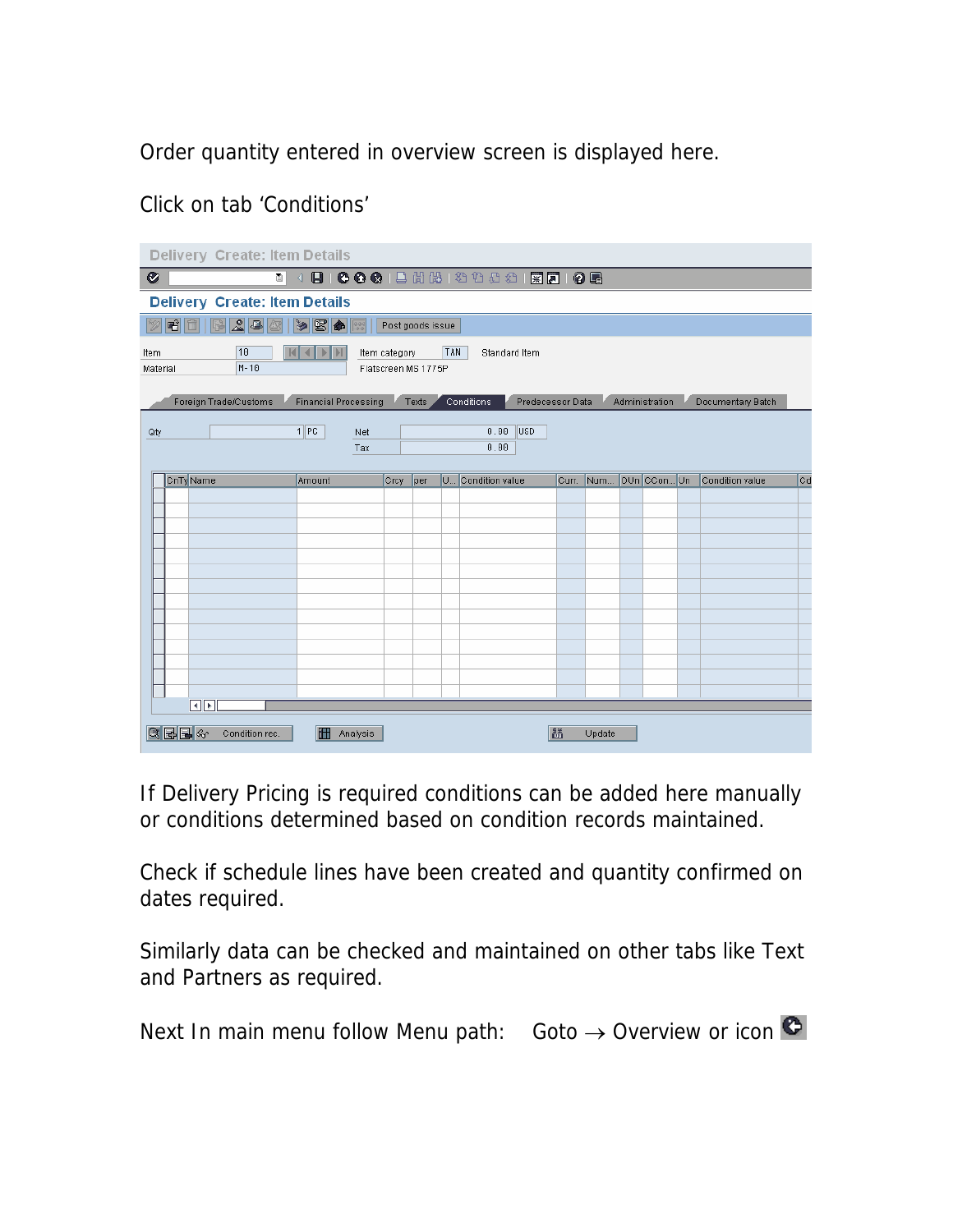Order quantity entered in overview screen is displayed here.

Click on tab 'Conditions'

If Delivery Pricing is required conditions can be added here manually or conditions determined based on condition records maintained.

Check if schedule lines have been created and quantity confirmed on dates required.

Similarly data can be checked and maintained on other tabs like Text and Partners as required.

Next In main menu follow Menu path: Goto → Overview or icon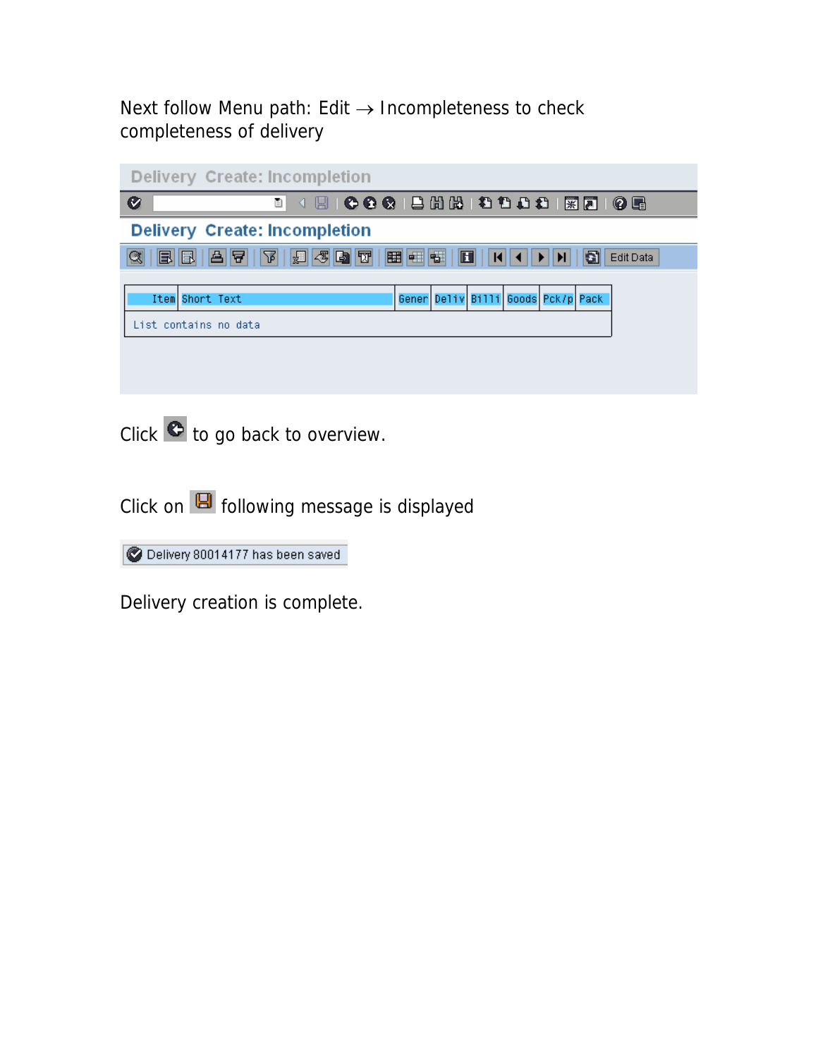Next follow Menu path: Edit → Incompleteness to check completeness of delivery

Delivery Create: Incompletion

Delivery Create: Incompletion

Edit Data

| Item | Short Text | Gener | Deliv | Billi | Goods | Pck/p | Pack |
| --- | --- | --- | --- | --- | --- | --- | --- |
| List contains no data | | | | | | | |

Click to go back to overview.

Click on following message is displayed

Delivery 80014177 has been saved

Delivery creation is complete.